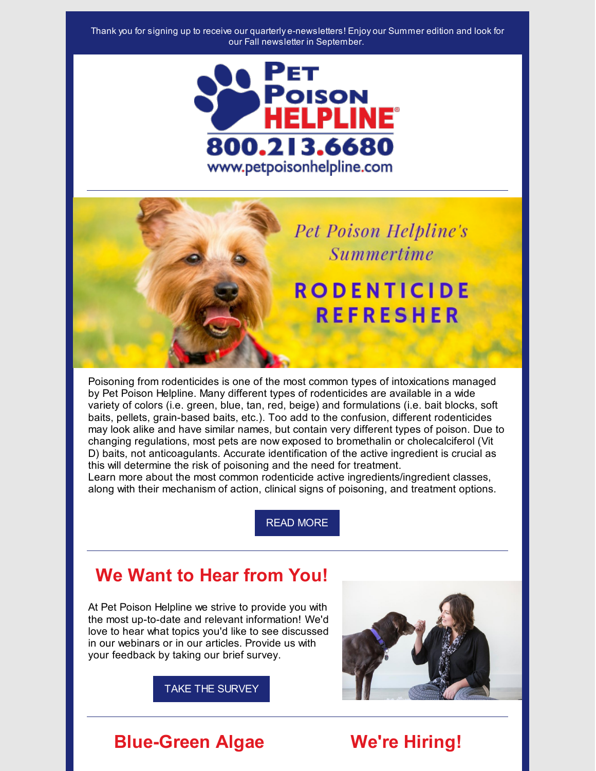Thank you for signing up to receive our quarterly e-newsletters! Enjoy our Summer edition and look for our Fall newsletter in September.

Pet Poison HELPLINE®
800.213.6680
www.petpoisonhelpline.com

---

*Pet Poison Helpline's Summertime*

**RODENTICIDE REFRESHER**

Poisoning from rodenticides is one of the most common types of intoxications managed by Pet Poison Helpline. Many different types of rodenticides are available in a wide variety of colors (i.e. green, blue, tan, red, beige) and formulations (i.e. bait blocks, soft baits, pellets, grain-based baits, etc.). Too add to the confusion, different rodenticides may look alike and have similar names, but contain very different types of poison. Due to changing regulations, most pets are now exposed to bromethalin or cholecalciferol (Vit D) baits, not anticoagulants. Accurate identification of the active ingredient is crucial as this will determine the risk of poisoning and the need for treatment.
Learn more about the most common rodenticide active ingredients/ingredient classes, along with their mechanism of action, clinical signs of poisoning, and treatment options.

READ MORE

---

## We Want to Hear from You!

At Pet Poison Helpline we strive to provide you with the most up-to-date and relevant information! We'd love to hear what topics you'd like to see discussed in our webinars or in our articles. Provide us with your feedback by taking our brief survey.

TAKE THE SURVEY

---

## Blue-Green Algae

## We're Hiring!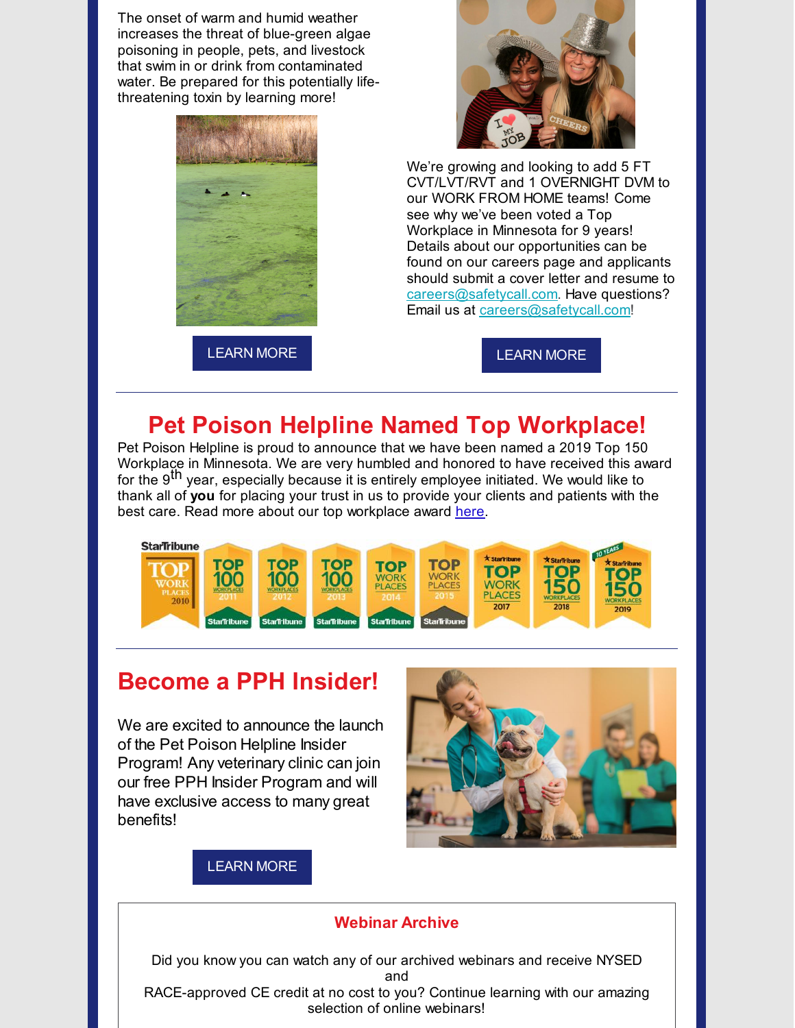The onset of warm and humid weather increases the threat of blue-green algae poisoning in people, pets, and livestock that swim in or drink from contaminated water. Be prepared for this potentially life-threatening toxin by learning more!

LEARN MORE

We're growing and looking to add 5 FT CVT/LVT/RVT and 1 OVERNIGHT DVM to our WORK FROM HOME teams! Come see why we've been voted a Top Workplace in Minnesota for 9 years! Details about our opportunities can be found on our careers page and applicants should submit a cover letter and resume to careers@safetycall.com. Have questions? Email us at careers@safetycall.com!

LEARN MORE

---

## Pet Poison Helpline Named Top Workplace!

Pet Poison Helpline is proud to announce that we have been named a 2019 Top 150 Workplace in Minnesota. We are very humbled and honored to have received this award for the 9th year, especially because it is entirely employee initiated. We would like to thank all of **you** for placing your trust in us to provide your clients and patients with the best care. Read more about our top workplace award here.

---

## Become a PPH Insider!

We are excited to announce the launch of the Pet Poison Helpline Insider Program! Any veterinary clinic can join our free PPH Insider Program and will have exclusive access to many great benefits!

LEARN MORE

### Webinar Archive

Did you know you can watch any of our archived webinars and receive NYSED and RACE-approved CE credit at no cost to you? Continue learning with our amazing selection of online webinars!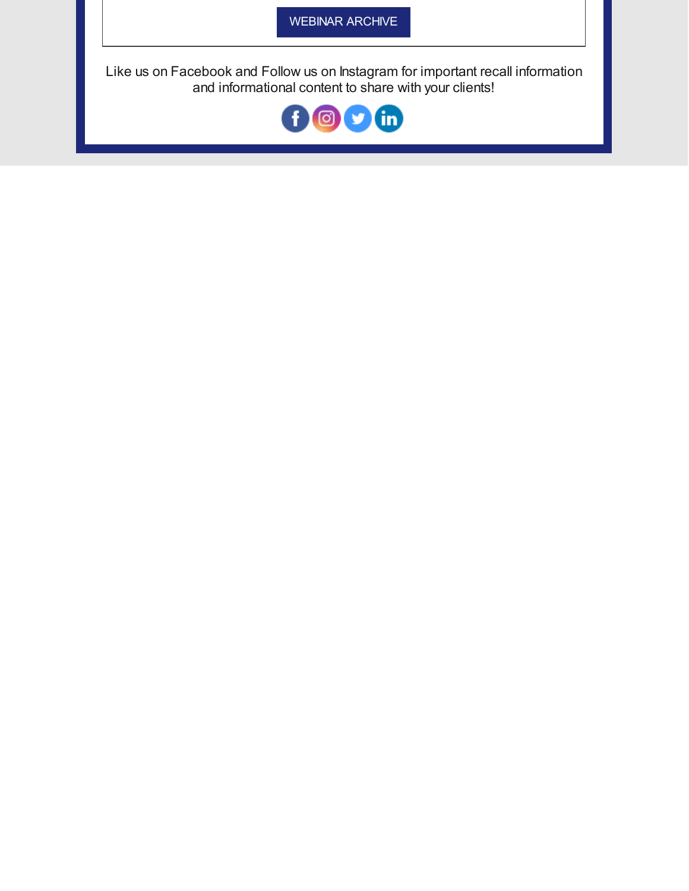WEBINAR ARCHIVE

Like us on Facebook and Follow us on Instagram for important recall information and informational content to share with your clients!